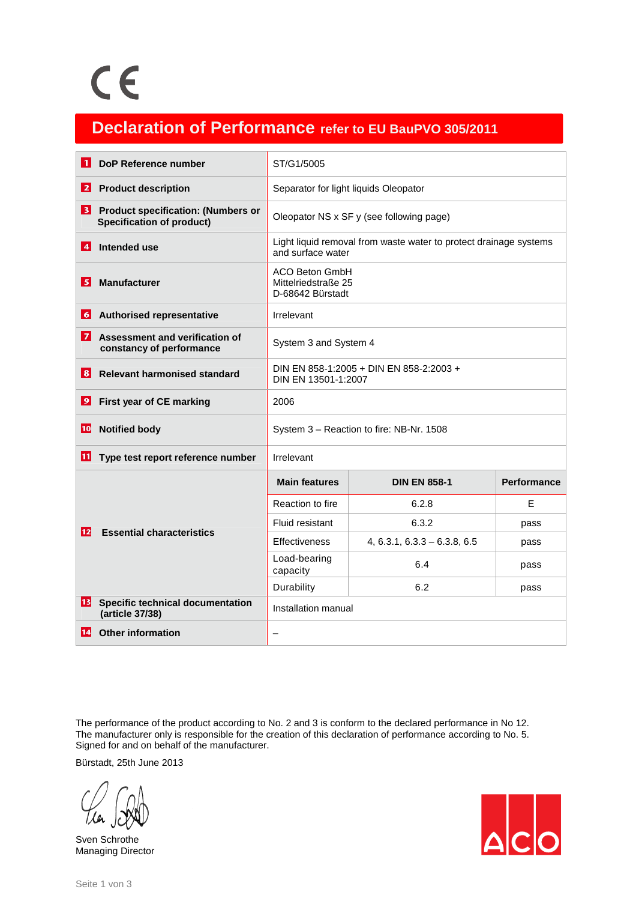CE

# Declaration of Performance refer to EU BauPVO 305/2011

| | | | |
|---|---|---|---|
| **1 DoP Reference number** | ST/G1/5005 | | |
| **2 Product description** | Separator for light liquids Oleopator | | |
| **3 Product specification: (Numbers or Specification of product)** | Oleopator NS x SF y (see following page) | | |
| **4 Intended use** | Light liquid removal from waste water to protect drainage systems and surface water | | |
| **5 Manufacturer** | ACO Beton GmbH<br>Mittelriedstraße 25<br>D-68642 Bürstadt | | |
| **6 Authorised representative** | Irrelevant | | |
| **7 Assessment and verification of constancy of performance** | System 3 and System 4 | | |
| **8 Relevant harmonised standard** | DIN EN 858-1:2005 + DIN EN 858-2:2003 + DIN EN 13501-1:2007 | | |
| **9 First year of CE marking** | 2006 | | |
| **10 Notified body** | System 3 – Reaction to fire: NB-Nr. 1508 | | |
| **11 Type test report reference number** | Irrelevant | | |
| **12 Essential characteristics** | **Main features** | **DIN EN 858-1** | **Performance** |
| | Reaction to fire | 6.2.8 | E |
| | Fluid resistant | 6.3.2 | pass |
| | Effectiveness | 4, 6.3.1, 6.3.3 – 6.3.8, 6.5 | pass |
| | Load-bearing capacity | 6.4 | pass |
| | Durability | 6.2 | pass |
| **13 Specific technical documentation (article 37/38)** | Installation manual | | |
| **14 Other information** | – | | |

The performance of the product according to No. 2 and 3 is conform to the declared performance in No 12.
The manufacturer only is responsible for the creation of this declaration of performance according to No. 5.
Signed for and on behalf of the manufacturer.

Bürstadt, 25th June 2013

Sven Schrothe
Managing Director

ACO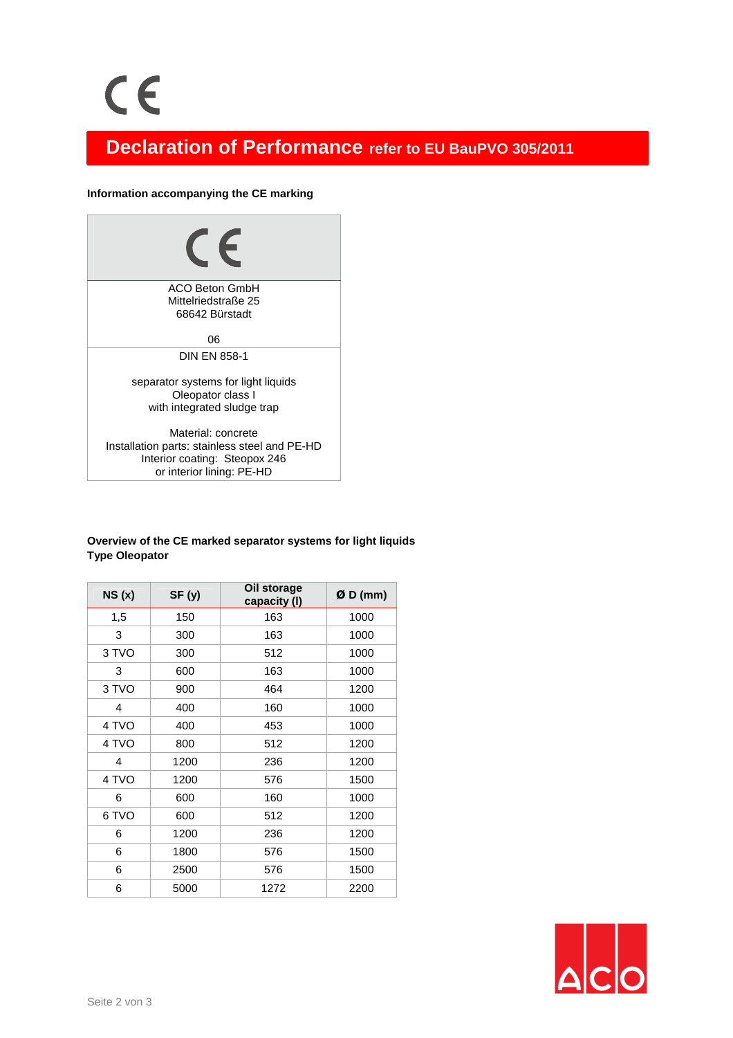CE

# Declaration of Performance refer to EU BauPVO 305/2011

**Information accompanying the CE marking**

CE

ACO Beton GmbH
Mittelriedstraße 25
68642 Bürstadt

06

DIN EN 858-1

separator systems for light liquids
Oleopator class I
with integrated sludge trap

Material: concrete
Installation parts: stainless steel and PE-HD
Interior coating: Steopox 246
or interior lining: PE-HD

**Overview of the CE marked separator systems for light liquids**
**Type Oleopator**

| NS (x) | SF (y) | Oil storage capacity (l) | Ø D (mm) |
|---|---|---|---|
| 1,5 | 150 | 163 | 1000 |
| 3 | 300 | 163 | 1000 |
| 3 TVO | 300 | 512 | 1000 |
| 3 | 600 | 163 | 1000 |
| 3 TVO | 900 | 464 | 1200 |
| 4 | 400 | 160 | 1000 |
| 4 TVO | 400 | 453 | 1000 |
| 4 TVO | 800 | 512 | 1200 |
| 4 | 1200 | 236 | 1200 |
| 4 TVO | 1200 | 576 | 1500 |
| 6 | 600 | 160 | 1000 |
| 6 TVO | 600 | 512 | 1200 |
| 6 | 1200 | 236 | 1200 |
| 6 | 1800 | 576 | 1500 |
| 6 | 2500 | 576 | 1500 |
| 6 | 5000 | 1272 | 2200 |

ACO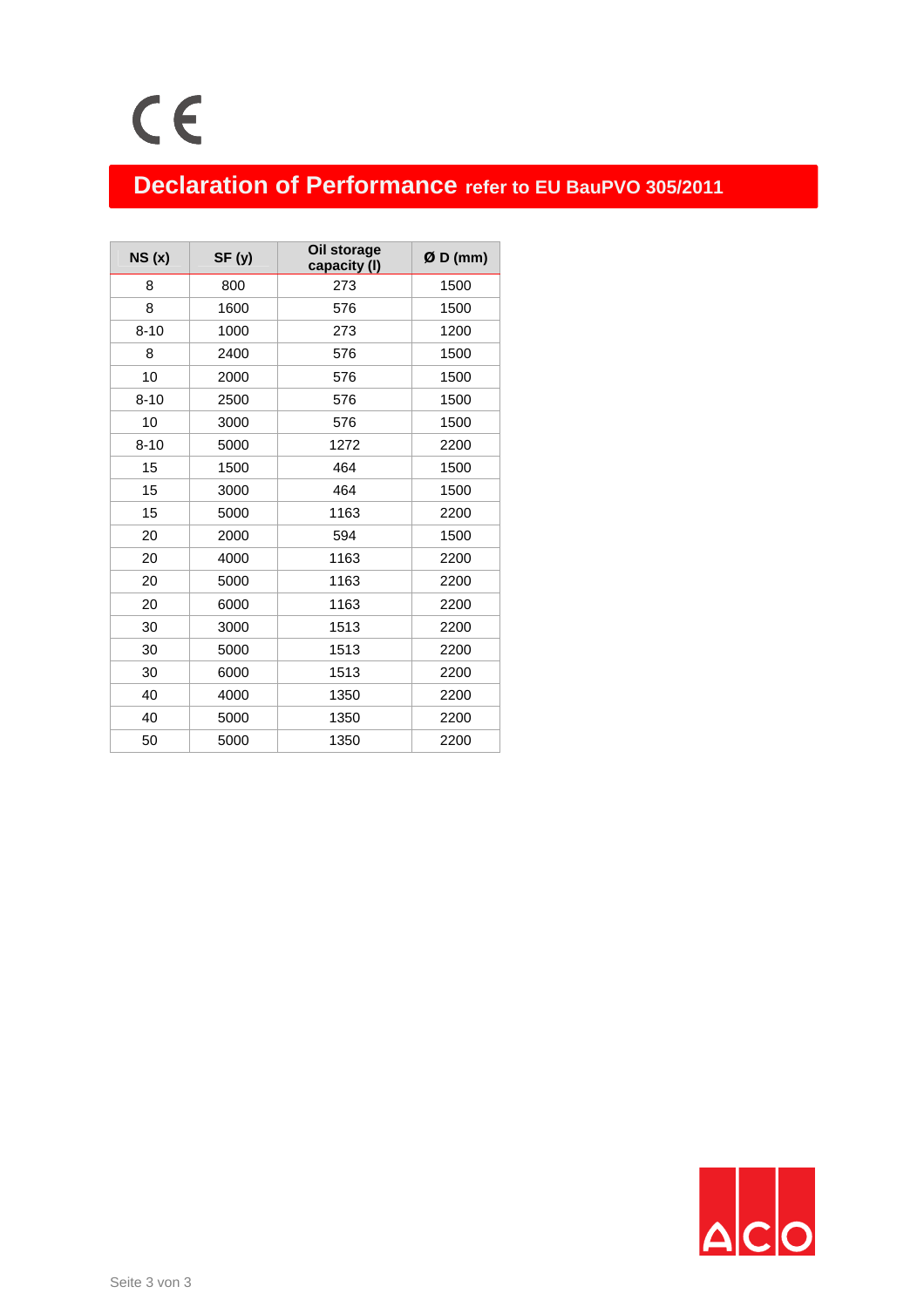CE

# Declaration of Performance refer to EU BauPVO 305/2011

| NS (x) | SF (y) | Oil storage capacity (l) | Ø D (mm) |
|---|---|---|---|
| 8 | 800 | 273 | 1500 |
| 8 | 1600 | 576 | 1500 |
| 8-10 | 1000 | 273 | 1200 |
| 8 | 2400 | 576 | 1500 |
| 10 | 2000 | 576 | 1500 |
| 8-10 | 2500 | 576 | 1500 |
| 10 | 3000 | 576 | 1500 |
| 8-10 | 5000 | 1272 | 2200 |
| 15 | 1500 | 464 | 1500 |
| 15 | 3000 | 464 | 1500 |
| 15 | 5000 | 1163 | 2200 |
| 20 | 2000 | 594 | 1500 |
| 20 | 4000 | 1163 | 2200 |
| 20 | 5000 | 1163 | 2200 |
| 20 | 6000 | 1163 | 2200 |
| 30 | 3000 | 1513 | 2200 |
| 30 | 5000 | 1513 | 2200 |
| 30 | 6000 | 1513 | 2200 |
| 40 | 4000 | 1350 | 2200 |
| 40 | 5000 | 1350 | 2200 |
| 50 | 5000 | 1350 | 2200 |

ACO